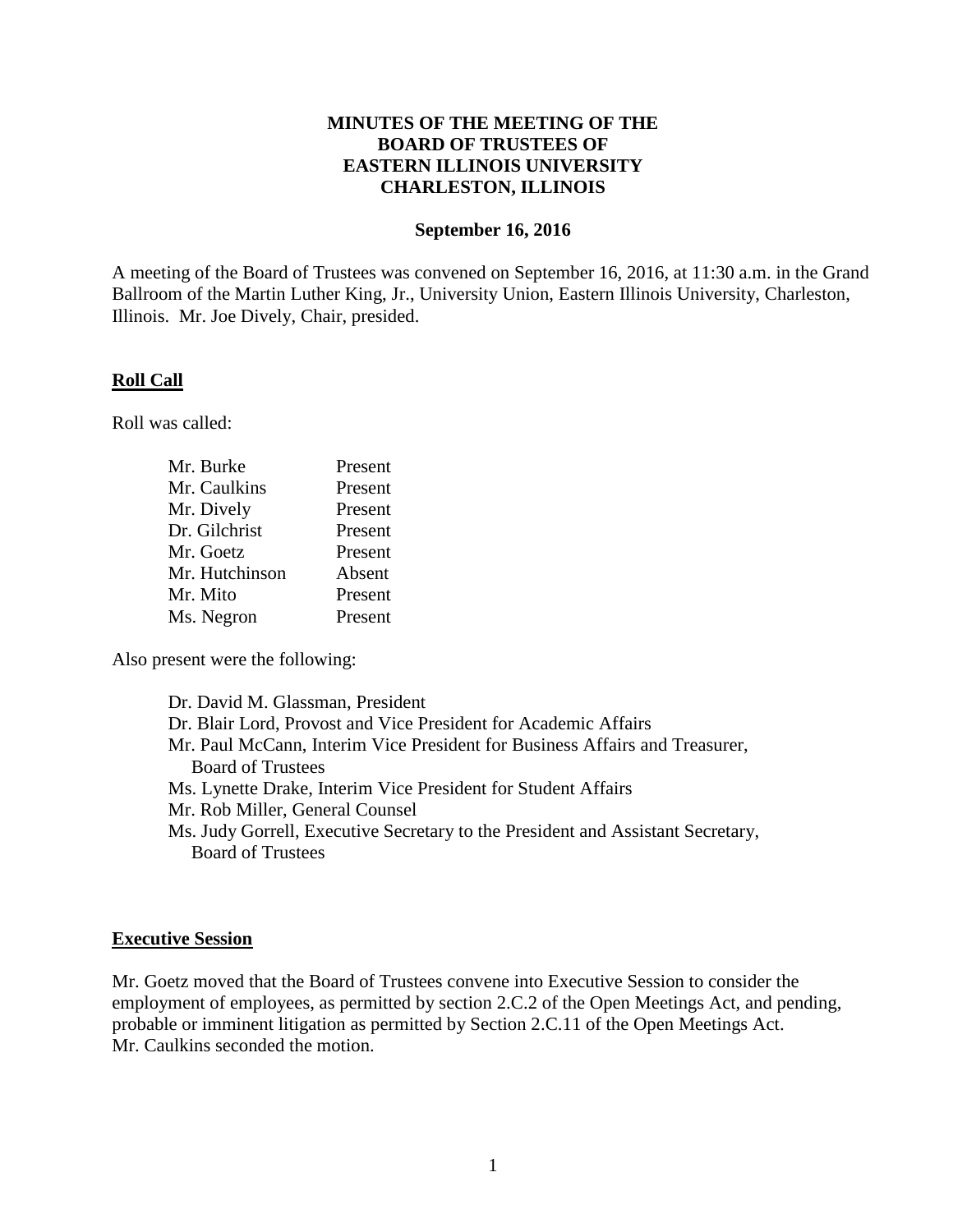# MINUTES OF THE MEETING OF THE BOARD OF TRUSTEES OF EASTERN ILLINOIS UNIVERSITY CHARLESTON, ILLINOIS

**September 16, 2016**

A meeting of the Board of Trustees was convened on September 16, 2016, at 11:30 a.m. in the Grand Ballroom of the Martin Luther King, Jr., University Union, Eastern Illinois University, Charleston, Illinois. Mr. Joe Dively, Chair, presided.

## Roll Call

Roll was called:

| | |
|---|---|
| Mr. Burke | Present |
| Mr. Caulkins | Present |
| Mr. Dively | Present |
| Dr. Gilchrist | Present |
| Mr. Goetz | Present |
| Mr. Hutchinson | Absent |
| Mr. Mito | Present |
| Ms. Negron | Present |

Also present were the following:

- Dr. David M. Glassman, President
- Dr. Blair Lord, Provost and Vice President for Academic Affairs
- Mr. Paul McCann, Interim Vice President for Business Affairs and Treasurer, Board of Trustees
- Ms. Lynette Drake, Interim Vice President for Student Affairs
- Mr. Rob Miller, General Counsel
- Ms. Judy Gorrell, Executive Secretary to the President and Assistant Secretary, Board of Trustees

## Executive Session

Mr. Goetz moved that the Board of Trustees convene into Executive Session to consider the employment of employees, as permitted by section 2.C.2 of the Open Meetings Act, and pending, probable or imminent litigation as permitted by Section 2.C.11 of the Open Meetings Act. Mr. Caulkins seconded the motion.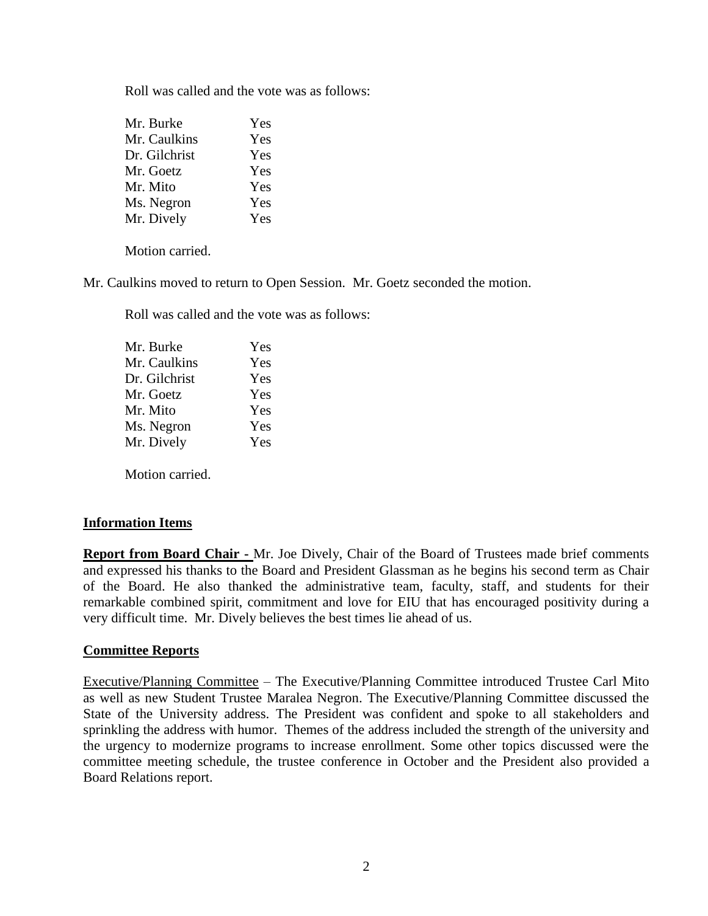Roll was called and the vote was as follows:

| | |
|---|---|
| Mr. Burke | Yes |
| Mr. Caulkins | Yes |
| Dr. Gilchrist | Yes |
| Mr. Goetz | Yes |
| Mr. Mito | Yes |
| Ms. Negron | Yes |
| Mr. Dively | Yes |

Motion carried.

Mr. Caulkins moved to return to Open Session. Mr. Goetz seconded the motion.

Roll was called and the vote was as follows:

| | |
|---|---|
| Mr. Burke | Yes |
| Mr. Caulkins | Yes |
| Dr. Gilchrist | Yes |
| Mr. Goetz | Yes |
| Mr. Mito | Yes |
| Ms. Negron | Yes |
| Mr. Dively | Yes |

Motion carried.

**Information Items**

**Report from Board Chair -** Mr. Joe Dively, Chair of the Board of Trustees made brief comments and expressed his thanks to the Board and President Glassman as he begins his second term as Chair of the Board. He also thanked the administrative team, faculty, staff, and students for their remarkable combined spirit, commitment and love for EIU that has encouraged positivity during a very difficult time. Mr. Dively believes the best times lie ahead of us.

**Committee Reports**

Executive/Planning Committee – The Executive/Planning Committee introduced Trustee Carl Mito as well as new Student Trustee Maralea Negron. The Executive/Planning Committee discussed the State of the University address. The President was confident and spoke to all stakeholders and sprinkling the address with humor. Themes of the address included the strength of the university and the urgency to modernize programs to increase enrollment. Some other topics discussed were the committee meeting schedule, the trustee conference in October and the President also provided a Board Relations report.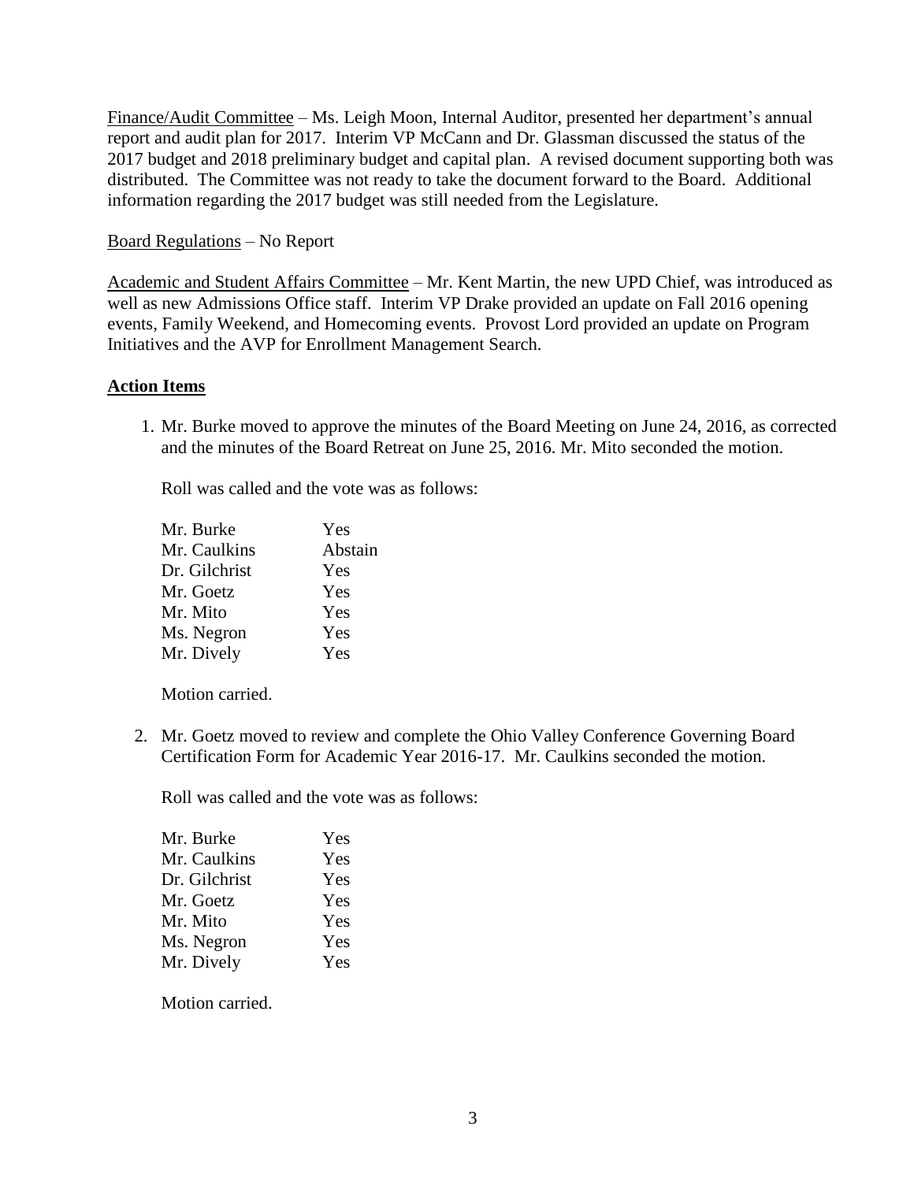Finance/Audit Committee – Ms. Leigh Moon, Internal Auditor, presented her department's annual report and audit plan for 2017. Interim VP McCann and Dr. Glassman discussed the status of the 2017 budget and 2018 preliminary budget and capital plan. A revised document supporting both was distributed. The Committee was not ready to take the document forward to the Board. Additional information regarding the 2017 budget was still needed from the Legislature.

Board Regulations – No Report

Academic and Student Affairs Committee – Mr. Kent Martin, the new UPD Chief, was introduced as well as new Admissions Office staff. Interim VP Drake provided an update on Fall 2016 opening events, Family Weekend, and Homecoming events. Provost Lord provided an update on Program Initiatives and the AVP for Enrollment Management Search.

**Action Items**

1. Mr. Burke moved to approve the minutes of the Board Meeting on June 24, 2016, as corrected and the minutes of the Board Retreat on June 25, 2016. Mr. Mito seconded the motion.

   Roll was called and the vote was as follows:

   | | |
   |---|---|
   | Mr. Burke | Yes |
   | Mr. Caulkins | Abstain |
   | Dr. Gilchrist | Yes |
   | Mr. Goetz | Yes |
   | Mr. Mito | Yes |
   | Ms. Negron | Yes |
   | Mr. Dively | Yes |

   Motion carried.

2. Mr. Goetz moved to review and complete the Ohio Valley Conference Governing Board Certification Form for Academic Year 2016-17. Mr. Caulkins seconded the motion.

   Roll was called and the vote was as follows:

   | | |
   |---|---|
   | Mr. Burke | Yes |
   | Mr. Caulkins | Yes |
   | Dr. Gilchrist | Yes |
   | Mr. Goetz | Yes |
   | Mr. Mito | Yes |
   | Ms. Negron | Yes |
   | Mr. Dively | Yes |

   Motion carried.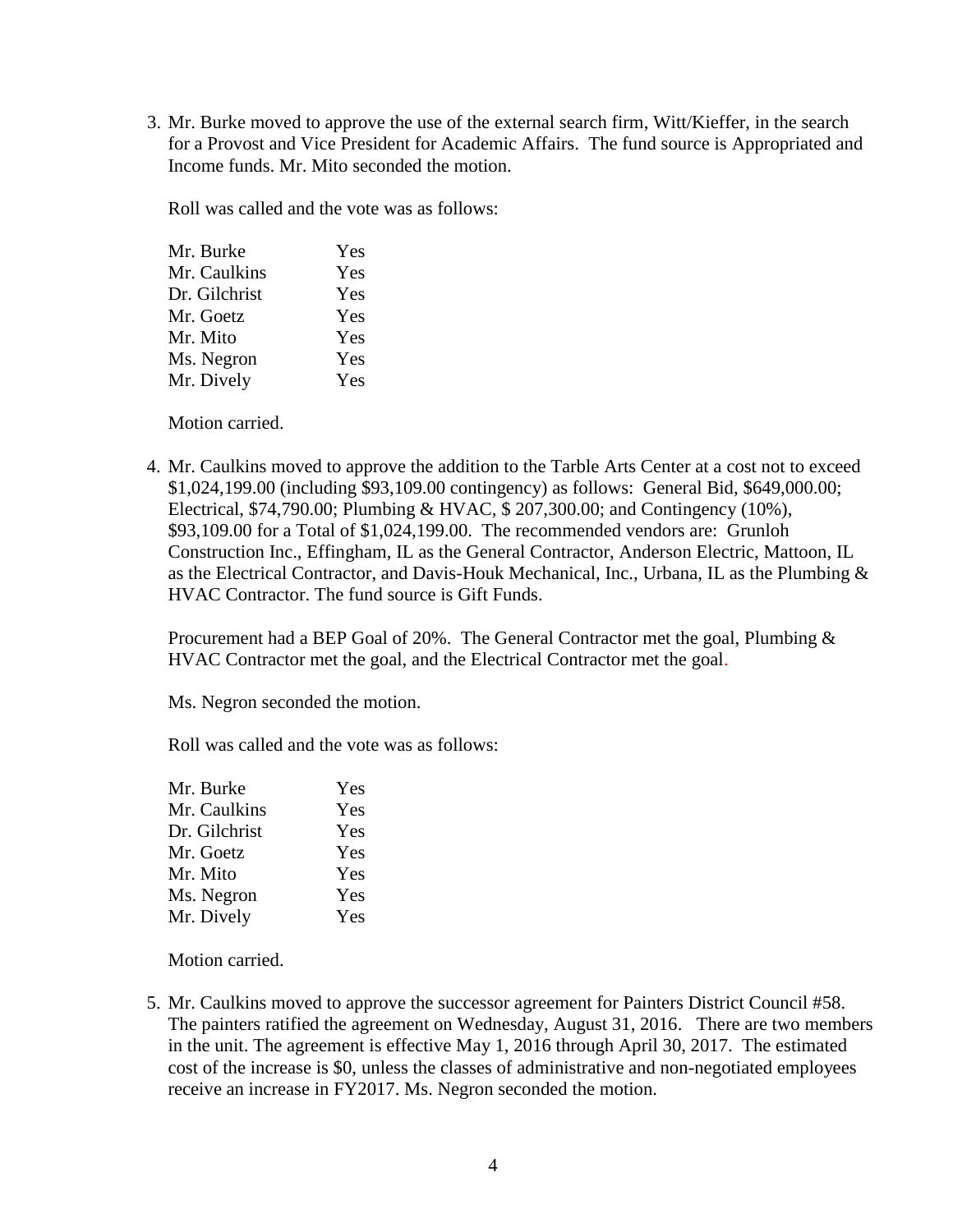3. Mr. Burke moved to approve the use of the external search firm, Witt/Kieffer, in the search for a Provost and Vice President for Academic Affairs. The fund source is Appropriated and Income funds. Mr. Mito seconded the motion.

   Roll was called and the vote was as follows:

   | | |
   |---|---|
   | Mr. Burke | Yes |
   | Mr. Caulkins | Yes |
   | Dr. Gilchrist | Yes |
   | Mr. Goetz | Yes |
   | Mr. Mito | Yes |
   | Ms. Negron | Yes |
   | Mr. Dively | Yes |

   Motion carried.

4. Mr. Caulkins moved to approve the addition to the Tarble Arts Center at a cost not to exceed $1,024,199.00 (including $93,109.00 contingency) as follows: General Bid, $649,000.00; Electrical, $74,790.00; Plumbing & HVAC, $ 207,300.00; and Contingency (10%), $93,109.00 for a Total of $1,024,199.00. The recommended vendors are: Grunloh Construction Inc., Effingham, IL as the General Contractor, Anderson Electric, Mattoon, IL as the Electrical Contractor, and Davis-Houk Mechanical, Inc., Urbana, IL as the Plumbing & HVAC Contractor. The fund source is Gift Funds.

   Procurement had a BEP Goal of 20%. The General Contractor met the goal, Plumbing & HVAC Contractor met the goal, and the Electrical Contractor met the goal.

   Ms. Negron seconded the motion.

   Roll was called and the vote was as follows:

   | | |
   |---|---|
   | Mr. Burke | Yes |
   | Mr. Caulkins | Yes |
   | Dr. Gilchrist | Yes |
   | Mr. Goetz | Yes |
   | Mr. Mito | Yes |
   | Ms. Negron | Yes |
   | Mr. Dively | Yes |

   Motion carried.

5. Mr. Caulkins moved to approve the successor agreement for Painters District Council #58. The painters ratified the agreement on Wednesday, August 31, 2016. There are two members in the unit. The agreement is effective May 1, 2016 through April 30, 2017. The estimated cost of the increase is $0, unless the classes of administrative and non-negotiated employees receive an increase in FY2017. Ms. Negron seconded the motion.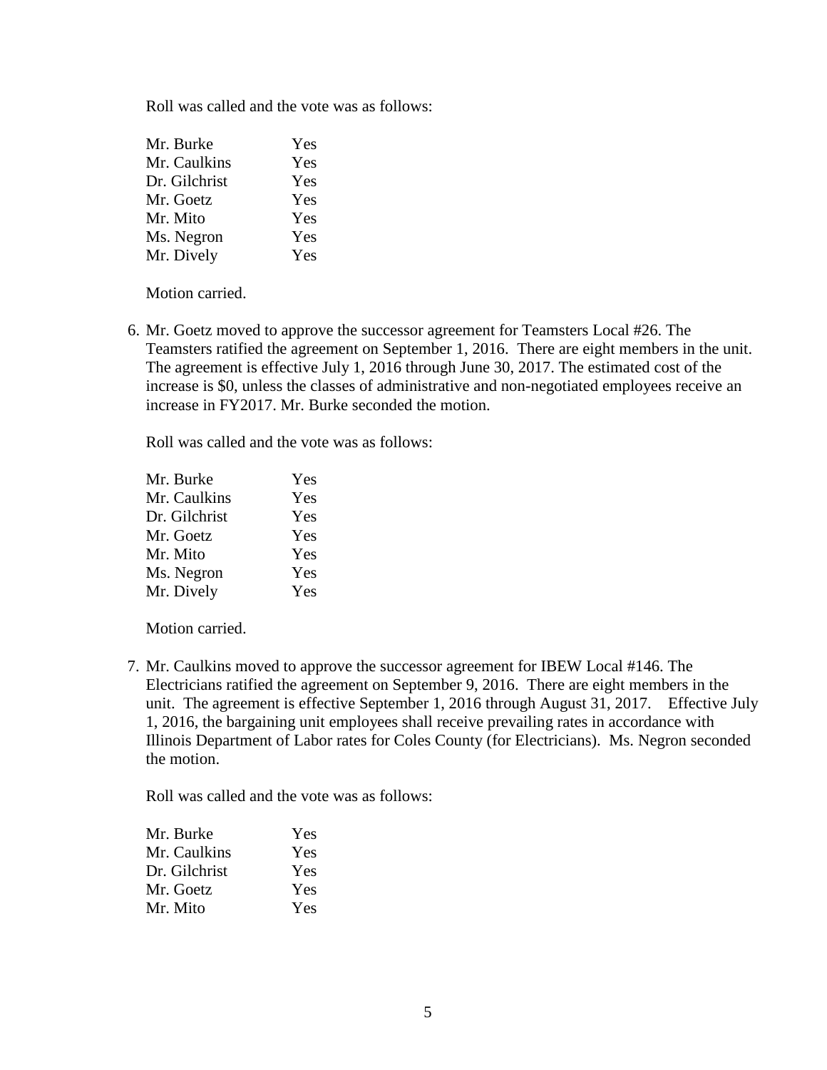Roll was called and the vote was as follows:

| | |
|---|---|
| Mr. Burke | Yes |
| Mr. Caulkins | Yes |
| Dr. Gilchrist | Yes |
| Mr. Goetz | Yes |
| Mr. Mito | Yes |
| Ms. Negron | Yes |
| Mr. Dively | Yes |

Motion carried.

6. Mr. Goetz moved to approve the successor agreement for Teamsters Local #26. The Teamsters ratified the agreement on September 1, 2016. There are eight members in the unit. The agreement is effective July 1, 2016 through June 30, 2017. The estimated cost of the increase is $0, unless the classes of administrative and non-negotiated employees receive an increase in FY2017. Mr. Burke seconded the motion.

   Roll was called and the vote was as follows:

   | | |
   |---|---|
   | Mr. Burke | Yes |
   | Mr. Caulkins | Yes |
   | Dr. Gilchrist | Yes |
   | Mr. Goetz | Yes |
   | Mr. Mito | Yes |
   | Ms. Negron | Yes |
   | Mr. Dively | Yes |

   Motion carried.

7. Mr. Caulkins moved to approve the successor agreement for IBEW Local #146. The Electricians ratified the agreement on September 9, 2016. There are eight members in the unit. The agreement is effective September 1, 2016 through August 31, 2017. Effective July 1, 2016, the bargaining unit employees shall receive prevailing rates in accordance with Illinois Department of Labor rates for Coles County (for Electricians). Ms. Negron seconded the motion.

   Roll was called and the vote was as follows:

   | | |
   |---|---|
   | Mr. Burke | Yes |
   | Mr. Caulkins | Yes |
   | Dr. Gilchrist | Yes |
   | Mr. Goetz | Yes |
   | Mr. Mito | Yes |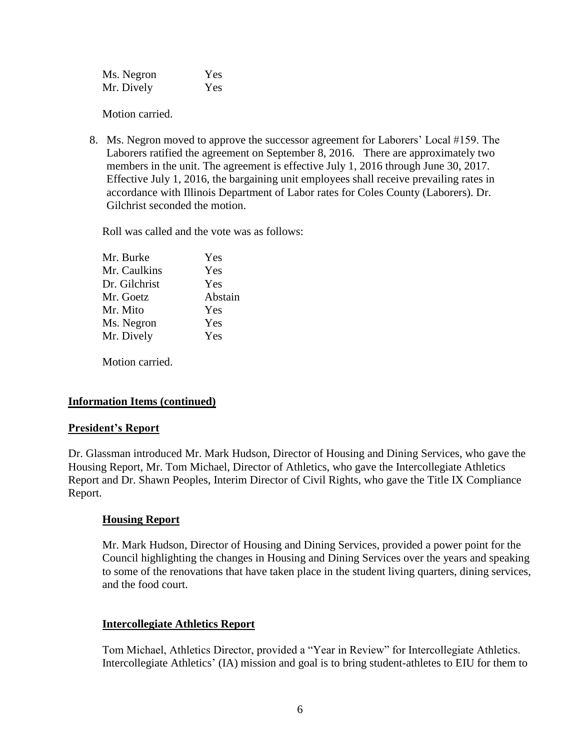| | |
|---|---|
| Ms. Negron | Yes |
| Mr. Dively | Yes |

Motion carried.

8. Ms. Negron moved to approve the successor agreement for Laborers' Local #159. The Laborers ratified the agreement on September 8, 2016. There are approximately two members in the unit. The agreement is effective July 1, 2016 through June 30, 2017. Effective July 1, 2016, the bargaining unit employees shall receive prevailing rates in accordance with Illinois Department of Labor rates for Coles County (Laborers). Dr. Gilchrist seconded the motion.

Roll was called and the vote was as follows:

| | |
|---|---|
| Mr. Burke | Yes |
| Mr. Caulkins | Yes |
| Dr. Gilchrist | Yes |
| Mr. Goetz | Abstain |
| Mr. Mito | Yes |
| Ms. Negron | Yes |
| Mr. Dively | Yes |

Motion carried.

## Information Items (continued)

## President's Report

Dr. Glassman introduced Mr. Mark Hudson, Director of Housing and Dining Services, who gave the Housing Report, Mr. Tom Michael, Director of Athletics, who gave the Intercollegiate Athletics Report and Dr. Shawn Peoples, Interim Director of Civil Rights, who gave the Title IX Compliance Report.

### Housing Report

Mr. Mark Hudson, Director of Housing and Dining Services, provided a power point for the Council highlighting the changes in Housing and Dining Services over the years and speaking to some of the renovations that have taken place in the student living quarters, dining services, and the food court.

### Intercollegiate Athletics Report

Tom Michael, Athletics Director, provided a "Year in Review" for Intercollegiate Athletics. Intercollegiate Athletics' (IA) mission and goal is to bring student-athletes to EIU for them to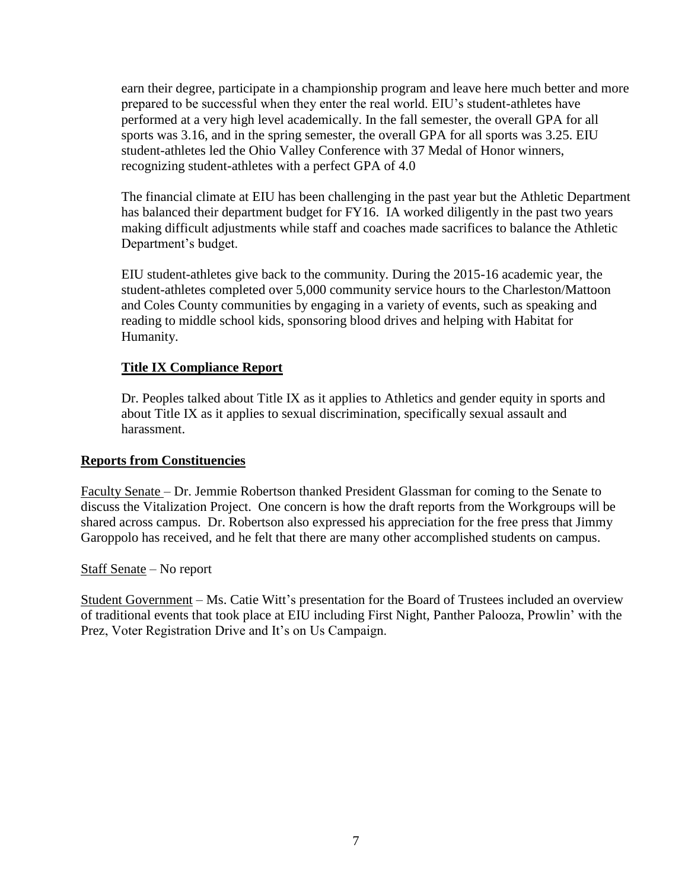earn their degree, participate in a championship program and leave here much better and more prepared to be successful when they enter the real world. EIU's student-athletes have performed at a very high level academically. In the fall semester, the overall GPA for all sports was 3.16, and in the spring semester, the overall GPA for all sports was 3.25. EIU student-athletes led the Ohio Valley Conference with 37 Medal of Honor winners, recognizing student-athletes with a perfect GPA of 4.0

The financial climate at EIU has been challenging in the past year but the Athletic Department has balanced their department budget for FY16. IA worked diligently in the past two years making difficult adjustments while staff and coaches made sacrifices to balance the Athletic Department's budget.

EIU student-athletes give back to the community. During the 2015-16 academic year, the student-athletes completed over 5,000 community service hours to the Charleston/Mattoon and Coles County communities by engaging in a variety of events, such as speaking and reading to middle school kids, sponsoring blood drives and helping with Habitat for Humanity.

**Title IX Compliance Report**

Dr. Peoples talked about Title IX as it applies to Athletics and gender equity in sports and about Title IX as it applies to sexual discrimination, specifically sexual assault and harassment.

**Reports from Constituencies**

Faculty Senate – Dr. Jemmie Robertson thanked President Glassman for coming to the Senate to discuss the Vitalization Project. One concern is how the draft reports from the Workgroups will be shared across campus. Dr. Robertson also expressed his appreciation for the free press that Jimmy Garoppolo has received, and he felt that there are many other accomplished students on campus.

Staff Senate – No report

Student Government – Ms. Catie Witt's presentation for the Board of Trustees included an overview of traditional events that took place at EIU including First Night, Panther Palooza, Prowlin' with the Prez, Voter Registration Drive and It's on Us Campaign.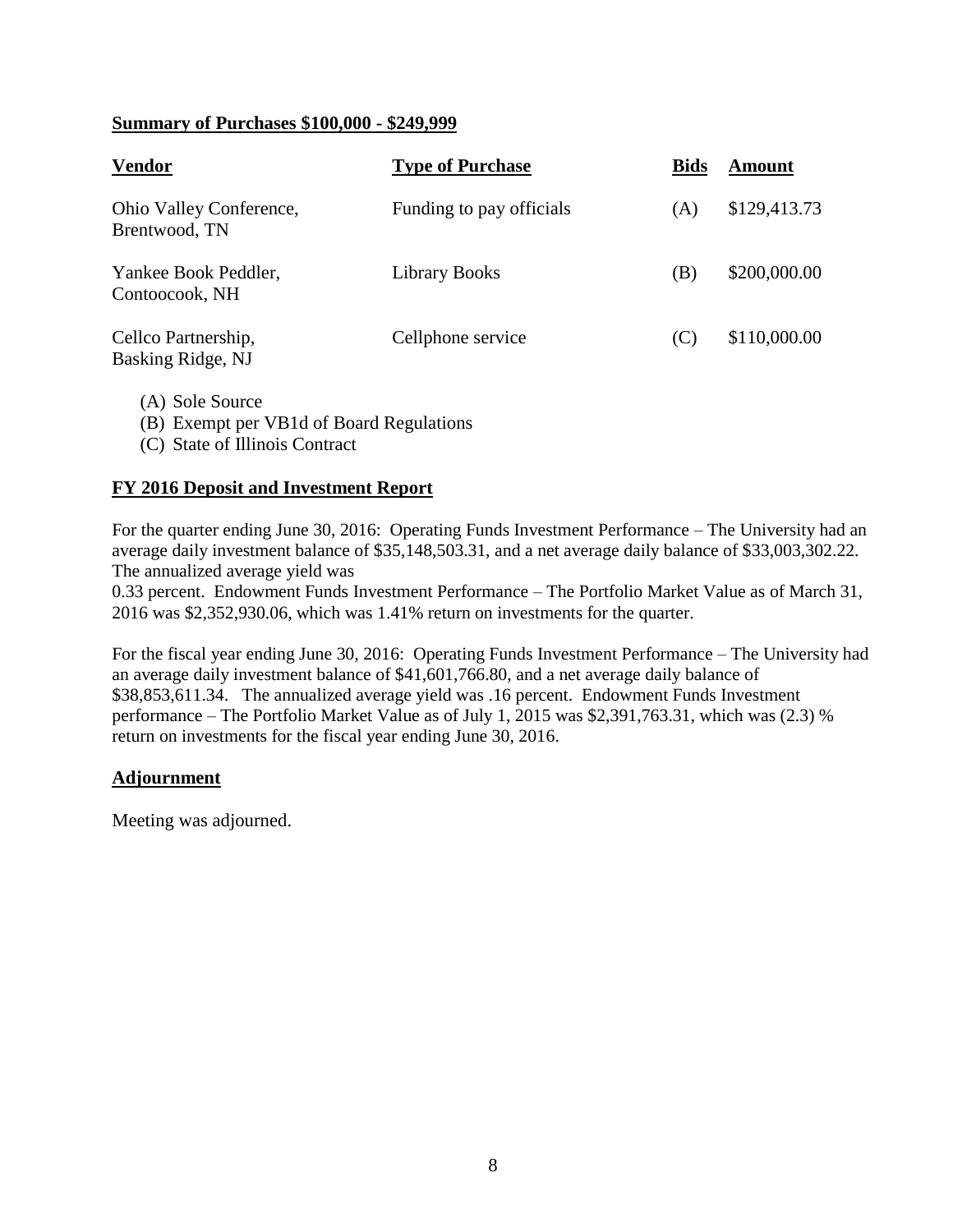**Summary of Purchases $100,000 - $249,999**

| Vendor | Type of Purchase | Bids | Amount |
|---|---|---|---|
| Ohio Valley Conference, Brentwood, TN | Funding to pay officials | (A) | $129,413.73 |
| Yankee Book Peddler, Contoocook, NH | Library Books | (B) | $200,000.00 |
| Cellco Partnership, Basking Ridge, NJ | Cellphone service | (C) | $110,000.00 |

(A) Sole Source
(B) Exempt per VB1d of Board Regulations
(C) State of Illinois Contract

**FY 2016 Deposit and Investment Report**

For the quarter ending June 30, 2016: Operating Funds Investment Performance – The University had an average daily investment balance of $35,148,503.31, and a net average daily balance of $33,003,302.22. The annualized average yield was
0.33 percent. Endowment Funds Investment Performance – The Portfolio Market Value as of March 31, 2016 was $2,352,930.06, which was 1.41% return on investments for the quarter.

For the fiscal year ending June 30, 2016: Operating Funds Investment Performance – The University had an average daily investment balance of $41,601,766.80, and a net average daily balance of $38,853,611.34. The annualized average yield was .16 percent. Endowment Funds Investment performance – The Portfolio Market Value as of July 1, 2015 was $2,391,763.31, which was (2.3) % return on investments for the fiscal year ending June 30, 2016.

**Adjournment**

Meeting was adjourned.